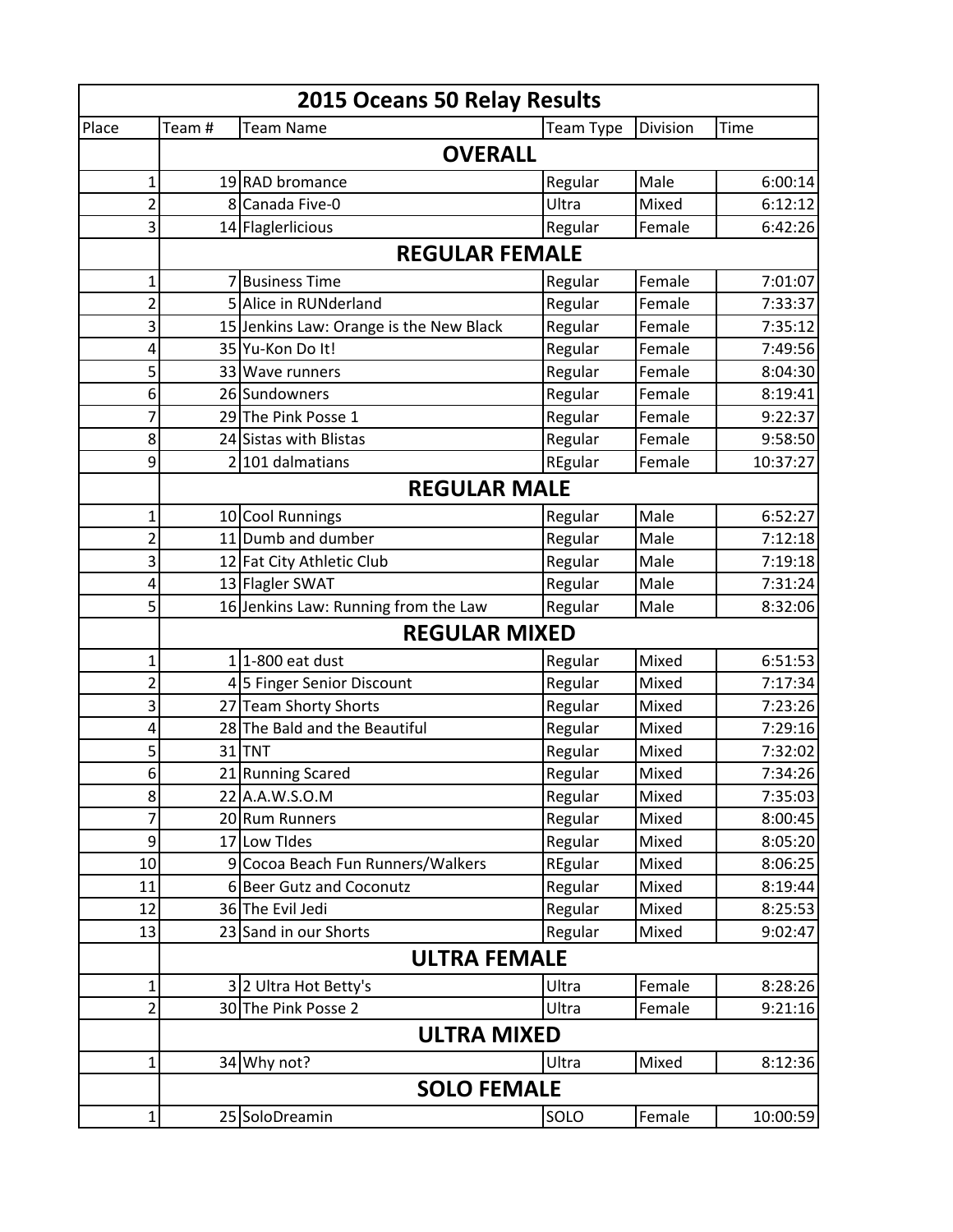| 2015 Oceans 50 Relay Results | | | | | |
|---|---|---|---|---|---|
| Place | Team # | Team Name | Team Type | Division | Time |
| | **OVERALL** | | | | |
| 1 | 19 | RAD bromance | Regular | Male | 6:00:14 |
| 2 | 8 | Canada Five-0 | Ultra | Mixed | 6:12:12 |
| 3 | 14 | Flaglerlicious | Regular | Female | 6:42:26 |
| | **REGULAR FEMALE** | | | | |
| 1 | 7 | Business Time | Regular | Female | 7:01:07 |
| 2 | 5 | Alice in RUNderland | Regular | Female | 7:33:37 |
| 3 | 15 | Jenkins Law: Orange is the New Black | Regular | Female | 7:35:12 |
| 4 | 35 | Yu-Kon Do It! | Regular | Female | 7:49:56 |
| 5 | 33 | Wave runners | Regular | Female | 8:04:30 |
| 6 | 26 | Sundowners | Regular | Female | 8:19:41 |
| 7 | 29 | The Pink Posse 1 | Regular | Female | 9:22:37 |
| 8 | 24 | Sistas with Blistas | Regular | Female | 9:58:50 |
| 9 | 2 | 101 dalmatians | REgular | Female | 10:37:27 |
| | **REGULAR MALE** | | | | |
| 1 | 10 | Cool Runnings | Regular | Male | 6:52:27 |
| 2 | 11 | Dumb and dumber | Regular | Male | 7:12:18 |
| 3 | 12 | Fat City Athletic Club | Regular | Male | 7:19:18 |
| 4 | 13 | Flagler SWAT | Regular | Male | 7:31:24 |
| 5 | 16 | Jenkins Law: Running from the Law | Regular | Male | 8:32:06 |
| | **REGULAR MIXED** | | | | |
| 1 | 1 | 1-800 eat dust | Regular | Mixed | 6:51:53 |
| 2 | 4 | 5 Finger Senior Discount | Regular | Mixed | 7:17:34 |
| 3 | 27 | Team Shorty Shorts | Regular | Mixed | 7:23:26 |
| 4 | 28 | The Bald and the Beautiful | Regular | Mixed | 7:29:16 |
| 5 | 31 | TNT | Regular | Mixed | 7:32:02 |
| 6 | 21 | Running Scared | Regular | Mixed | 7:34:26 |
| 8 | 22 | A.A.W.S.O.M | Regular | Mixed | 7:35:03 |
| 7 | 20 | Rum Runners | Regular | Mixed | 8:00:45 |
| 9 | 17 | Low TIdes | Regular | Mixed | 8:05:20 |
| 10 | 9 | Cocoa Beach Fun Runners/Walkers | REgular | Mixed | 8:06:25 |
| 11 | 6 | Beer Gutz and Coconutz | Regular | Mixed | 8:19:44 |
| 12 | 36 | The Evil Jedi | Regular | Mixed | 8:25:53 |
| 13 | 23 | Sand in our Shorts | Regular | Mixed | 9:02:47 |
| | **ULTRA FEMALE** | | | | |
| 1 | 3 | 2 Ultra Hot Betty's | Ultra | Female | 8:28:26 |
| 2 | 30 | The Pink Posse 2 | Ultra | Female | 9:21:16 |
| | **ULTRA MIXED** | | | | |
| 1 | 34 | Why not? | Ultra | Mixed | 8:12:36 |
| | **SOLO FEMALE** | | | | |
| 1 | 25 | SoloDreamin | SOLO | Female | 10:00:59 |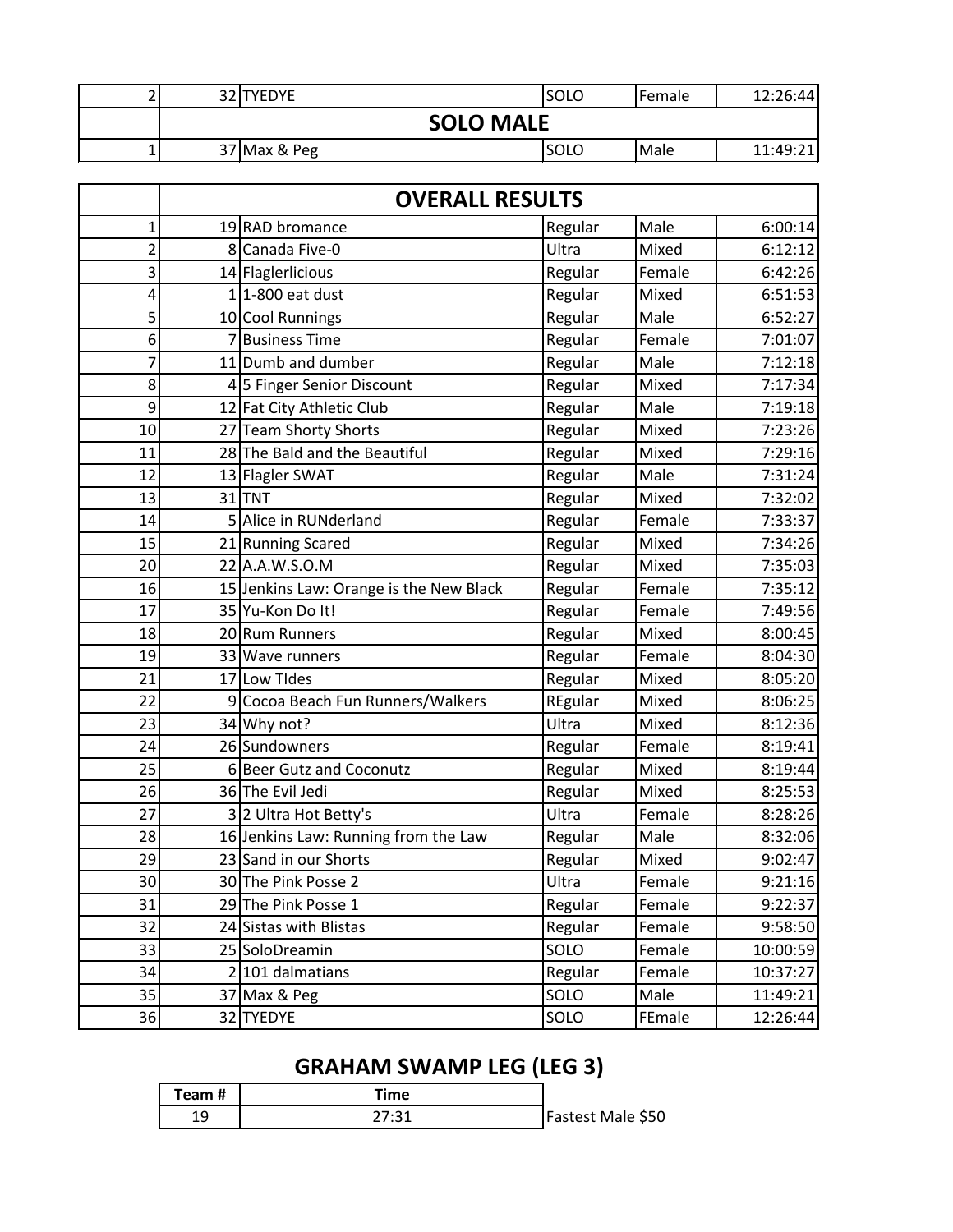| | | | | |
|---|---|---|---|---|
| 2 | 32 | TYEDYE | SOLO | Female | 12:26:44 |

| | | | | | |
|---|---|---|---|---|---|
| | **SOLO MALE** | | | | |
| 1 | 37 | Max & Peg | SOLO | Male | 11:49:21 |

| | **OVERALL RESULTS** | | | | |
|---|---|---|---|---|---|
| 1 | 19 | RAD bromance | Regular | Male | 6:00:14 |
| 2 | 8 | Canada Five-0 | Ultra | Mixed | 6:12:12 |
| 3 | 14 | Flaglerlicious | Regular | Female | 6:42:26 |
| 4 | 1 | 1-800 eat dust | Regular | Mixed | 6:51:53 |
| 5 | 10 | Cool Runnings | Regular | Male | 6:52:27 |
| 6 | 7 | Business Time | Regular | Female | 7:01:07 |
| 7 | 11 | Dumb and dumber | Regular | Male | 7:12:18 |
| 8 | 4 | 5 Finger Senior Discount | Regular | Mixed | 7:17:34 |
| 9 | 12 | Fat City Athletic Club | Regular | Male | 7:19:18 |
| 10 | 27 | Team Shorty Shorts | Regular | Mixed | 7:23:26 |
| 11 | 28 | The Bald and the Beautiful | Regular | Mixed | 7:29:16 |
| 12 | 13 | Flagler SWAT | Regular | Male | 7:31:24 |
| 13 | 31 | TNT | Regular | Mixed | 7:32:02 |
| 14 | 5 | Alice in RUNderland | Regular | Female | 7:33:37 |
| 15 | 21 | Running Scared | Regular | Mixed | 7:34:26 |
| 20 | 22 | A.A.W.S.O.M | Regular | Mixed | 7:35:03 |
| 16 | 15 | Jenkins Law: Orange is the New Black | Regular | Female | 7:35:12 |
| 17 | 35 | Yu-Kon Do It! | Regular | Female | 7:49:56 |
| 18 | 20 | Rum Runners | Regular | Mixed | 8:00:45 |
| 19 | 33 | Wave runners | Regular | Female | 8:04:30 |
| 21 | 17 | Low TIdes | Regular | Mixed | 8:05:20 |
| 22 | 9 | Cocoa Beach Fun Runners/Walkers | REgular | Mixed | 8:06:25 |
| 23 | 34 | Why not? | Ultra | Mixed | 8:12:36 |
| 24 | 26 | Sundowners | Regular | Female | 8:19:41 |
| 25 | 6 | Beer Gutz and Coconutz | Regular | Mixed | 8:19:44 |
| 26 | 36 | The Evil Jedi | Regular | Mixed | 8:25:53 |
| 27 | 3 | 2 Ultra Hot Betty's | Ultra | Female | 8:28:26 |
| 28 | 16 | Jenkins Law: Running from the Law | Regular | Male | 8:32:06 |
| 29 | 23 | Sand in our Shorts | Regular | Mixed | 9:02:47 |
| 30 | 30 | The Pink Posse 2 | Ultra | Female | 9:21:16 |
| 31 | 29 | The Pink Posse 1 | Regular | Female | 9:22:37 |
| 32 | 24 | Sistas with Blistas | Regular | Female | 9:58:50 |
| 33 | 25 | SoloDreamin | SOLO | Female | 10:00:59 |
| 34 | 2 | 101 dalmatians | Regular | Female | 10:37:27 |
| 35 | 37 | Max & Peg | SOLO | Male | 11:49:21 |
| 36 | 32 | TYEDYE | SOLO | FEmale | 12:26:44 |

## GRAHAM SWAMP LEG (LEG 3)

| Team # | Time | |
|---|---|---|
| 19 | 27:31 | Fastest Male $50 |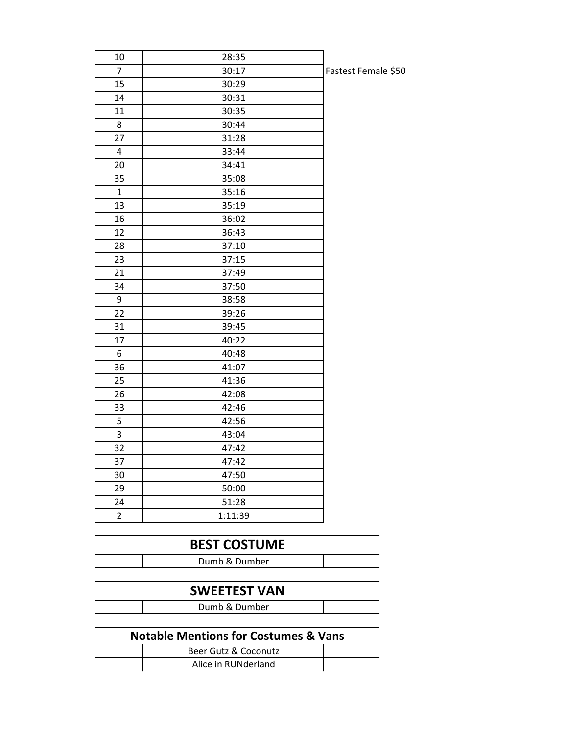| | | |
|---|---|---|
| 10 | 28:35 | |
| 7 | 30:17 | Fastest Female $50 |
| 15 | 30:29 | |
| 14 | 30:31 | |
| 11 | 30:35 | |
| 8 | 30:44 | |
| 27 | 31:28 | |
| 4 | 33:44 | |
| 20 | 34:41 | |
| 35 | 35:08 | |
| 1 | 35:16 | |
| 13 | 35:19 | |
| 16 | 36:02 | |
| 12 | 36:43 | |
| 28 | 37:10 | |
| 23 | 37:15 | |
| 21 | 37:49 | |
| 34 | 37:50 | |
| 9 | 38:58 | |
| 22 | 39:26 | |
| 31 | 39:45 | |
| 17 | 40:22 | |
| 6 | 40:48 | |
| 36 | 41:07 | |
| 25 | 41:36 | |
| 26 | 42:08 | |
| 33 | 42:46 | |
| 5 | 42:56 | |
| 3 | 43:04 | |
| 32 | 47:42 | |
| 37 | 47:42 | |
| 30 | 47:50 | |
| 29 | 50:00 | |
| 24 | 51:28 | |
| 2 | 1:11:39 | |

| **BEST COSTUME** | | |
|---|---|---|
| | Dumb & Dumber | |

| **SWEETEST VAN** | | |
|---|---|---|
| | Dumb & Dumber | |

| **Notable Mentions for Costumes & Vans** | | |
|---|---|---|
| | Beer Gutz & Coconutz | |
| | Alice in RUNderland | |